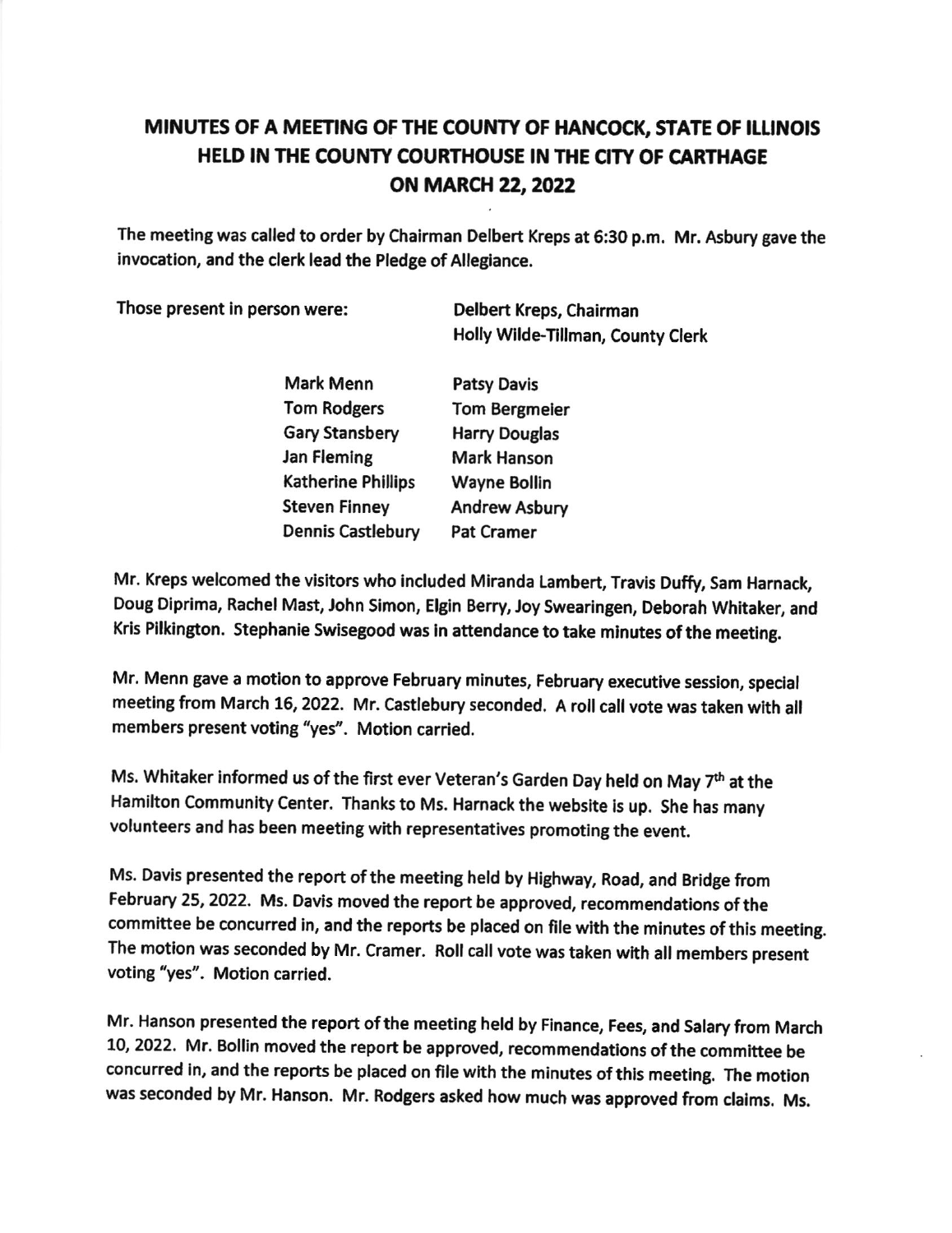# MINUTES OF A MEETING OF THE COUNTY OF HANCOCK, STATE OF ILLINOIS HELD IN THE COUNTY COURTHOUSE IN THE CITY OF CARTHAGE ON MARCH 22, 2022

The meeting was called to order by Chairman Delbert Kreps at 6:30 p.m. Mr. Asbury gave the invocation, and the clerk lead the Pledge of Allegiance.

Those present in person were:

Delbert Kreps, Chairman
Holly Wilde-Tillman, County Clerk

| | |
|---|---|
| Mark Menn | Patsy Davis |
| Tom Rodgers | Tom Bergmeier |
| Gary Stansbery | Harry Douglas |
| Jan Fleming | Mark Hanson |
| Katherine Phillips | Wayne Bollin |
| Steven Finney | Andrew Asbury |
| Dennis Castlebury | Pat Cramer |

Mr. Kreps welcomed the visitors who included Miranda Lambert, Travis Duffy, Sam Harnack, Doug Diprima, Rachel Mast, John Simon, Elgin Berry, Joy Swearingen, Deborah Whitaker, and Kris Pilkington. Stephanie Swisegood was in attendance to take minutes of the meeting.

Mr. Menn gave a motion to approve February minutes, February executive session, special meeting from March 16, 2022. Mr. Castlebury seconded. A roll call vote was taken with all members present voting "yes". Motion carried.

Ms. Whitaker informed us of the first ever Veteran's Garden Day held on May 7th at the Hamilton Community Center. Thanks to Ms. Harnack the website is up. She has many volunteers and has been meeting with representatives promoting the event.

Ms. Davis presented the report of the meeting held by Highway, Road, and Bridge from February 25, 2022. Ms. Davis moved the report be approved, recommendations of the committee be concurred in, and the reports be placed on file with the minutes of this meeting. The motion was seconded by Mr. Cramer. Roll call vote was taken with all members present voting "yes". Motion carried.

Mr. Hanson presented the report of the meeting held by Finance, Fees, and Salary from March 10, 2022. Mr. Bollin moved the report be approved, recommendations of the committee be concurred in, and the reports be placed on file with the minutes of this meeting. The motion was seconded by Mr. Hanson. Mr. Rodgers asked how much was approved from claims. Ms.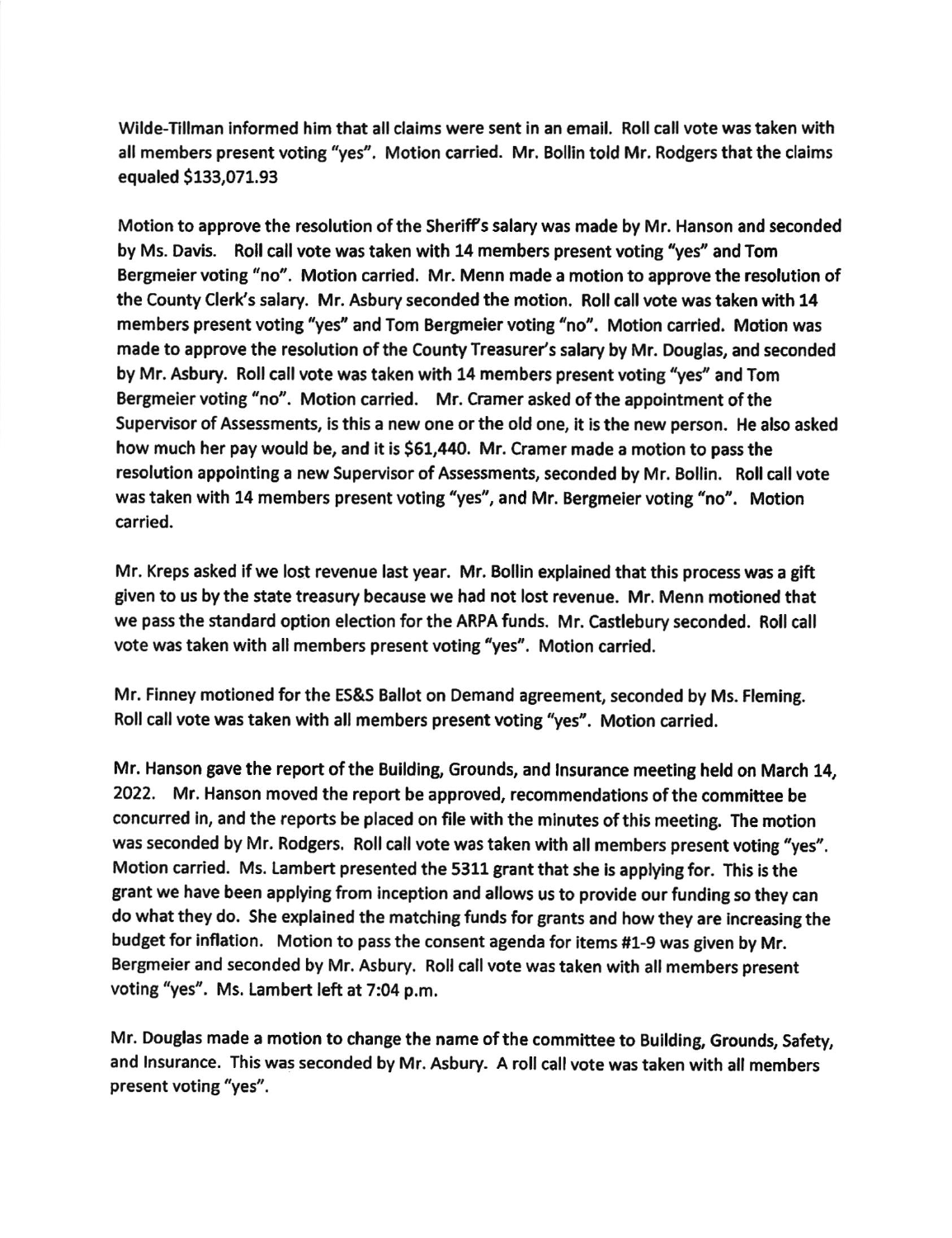Wilde-Tillman informed him that all claims were sent in an email. Roll call vote was taken with all members present voting "yes". Motion carried. Mr. Bollin told Mr. Rodgers that the claims equaled $133,071.93

Motion to approve the resolution of the Sheriff's salary was made by Mr. Hanson and seconded by Ms. Davis. Roll call vote was taken with 14 members present voting "yes" and Tom Bergmeier voting "no". Motion carried. Mr. Menn made a motion to approve the resolution of the County Clerk's salary. Mr. Asbury seconded the motion. Roll call vote was taken with 14 members present voting "yes" and Tom Bergmeier voting "no". Motion carried. Motion was made to approve the resolution of the County Treasurer's salary by Mr. Douglas, and seconded by Mr. Asbury. Roll call vote was taken with 14 members present voting "yes" and Tom Bergmeier voting "no". Motion carried. Mr. Cramer asked of the appointment of the Supervisor of Assessments, is this a new one or the old one, it is the new person. He also asked how much her pay would be, and it is $61,440. Mr. Cramer made a motion to pass the resolution appointing a new Supervisor of Assessments, seconded by Mr. Bollin. Roll call vote was taken with 14 members present voting "yes", and Mr. Bergmeier voting "no". Motion carried.

Mr. Kreps asked if we lost revenue last year. Mr. Bollin explained that this process was a gift given to us by the state treasury because we had not lost revenue. Mr. Menn motioned that we pass the standard option election for the ARPA funds. Mr. Castlebury seconded. Roll call vote was taken with all members present voting "yes". Motion carried.

Mr. Finney motioned for the ES&S Ballot on Demand agreement, seconded by Ms. Fleming. Roll call vote was taken with all members present voting "yes". Motion carried.

Mr. Hanson gave the report of the Building, Grounds, and Insurance meeting held on March 14, 2022. Mr. Hanson moved the report be approved, recommendations of the committee be concurred in, and the reports be placed on file with the minutes of this meeting. The motion was seconded by Mr. Rodgers. Roll call vote was taken with all members present voting "yes". Motion carried. Ms. Lambert presented the 5311 grant that she is applying for. This is the grant we have been applying from inception and allows us to provide our funding so they can do what they do. She explained the matching funds for grants and how they are increasing the budget for inflation. Motion to pass the consent agenda for items #1-9 was given by Mr. Bergmeier and seconded by Mr. Asbury. Roll call vote was taken with all members present voting "yes". Ms. Lambert left at 7:04 p.m.

Mr. Douglas made a motion to change the name of the committee to Building, Grounds, Safety, and Insurance. This was seconded by Mr. Asbury. A roll call vote was taken with all members present voting "yes".